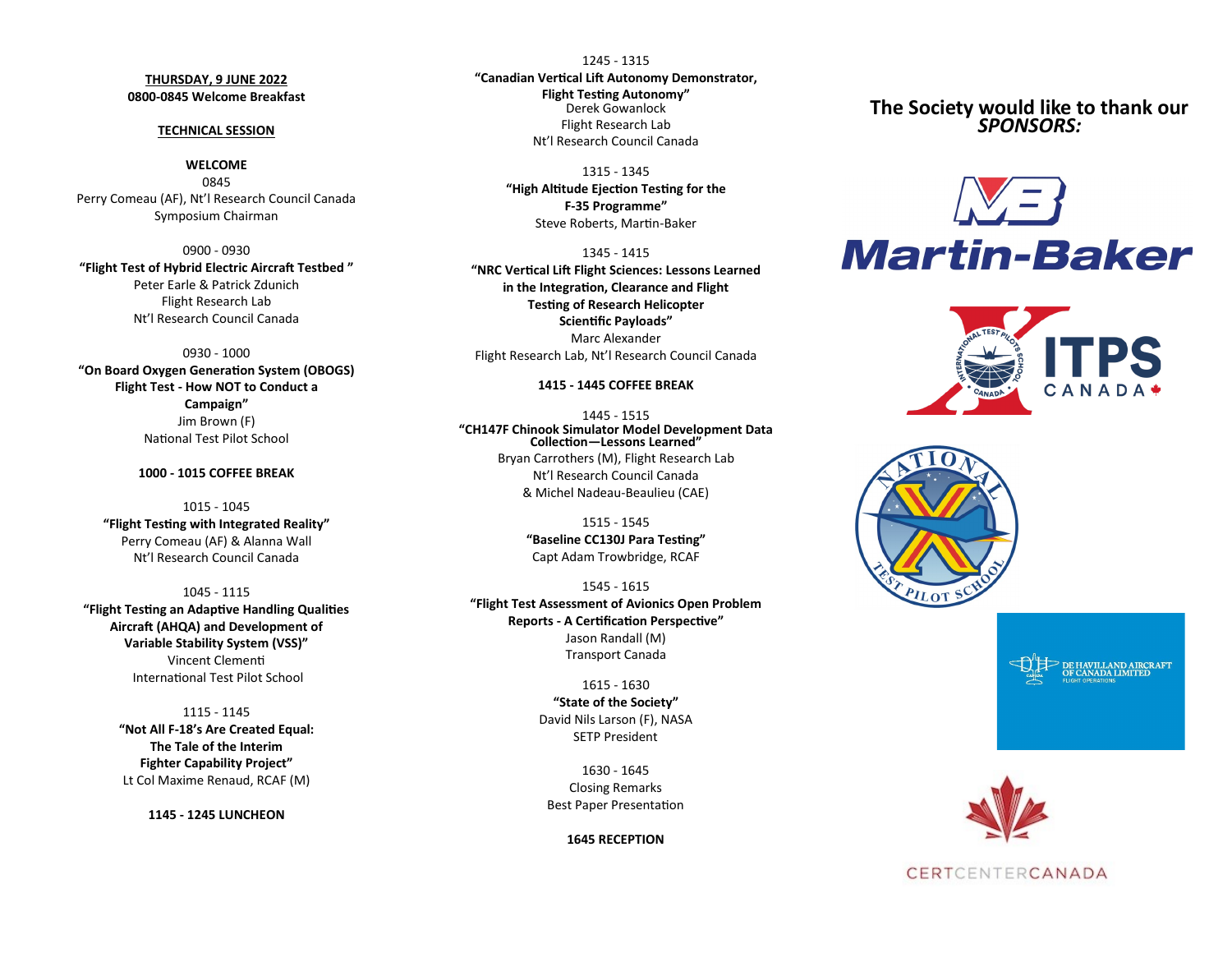**THURSDAY, 9 JUNE 2022**

**0800-0845 Welcome Breakfast**

**TECHNICAL SESSION**

**WELCOME**

0845

Perry Comeau (AF), Nt'l Research Council Canada

Symposium Chairman

0900 - 0930

**"Flight Test of Hybrid Electric Aircraft Testbed "**

Peter Earle & Patrick Zdunich

Flight Research Lab

Nt'l Research Council Canada

0930 - 1000

**"On Board Oxygen Generation System (OBOGS) Flight Test - How NOT to Conduct a Campaign"**

Jim Brown (F)

National Test Pilot School

**1000 - 1015 COFFEE BREAK**

1015 - 1045

**"Flight Testing with Integrated Reality"**

Perry Comeau (AF) & Alanna Wall

Nt'l Research Council Canada

1045 - 1115

**"Flight Testing an Adaptive Handling Qualities Aircraft (AHQA) and Development of Variable Stability System (VSS)"**

Vincent Clementi

International Test Pilot School

1115 - 1145

**"Not All F-18's Are Created Equal: The Tale of the Interim Fighter Capability Project"**

Lt Col Maxime Renaud, RCAF (M)

**1145 - 1245 LUNCHEON**

1245 - 1315

**"Canadian Vertical Lift Autonomy Demonstrator, Flight Testing Autonomy"**

Derek Gowanlock

Flight Research Lab

Nt'l Research Council Canada

1315 - 1345

**"High Altitude Ejection Testing for the F-35 Programme"**

Steve Roberts, Martin-Baker

1345 - 1415

**"NRC Vertical Lift Flight Sciences: Lessons Learned in the Integration, Clearance and Flight Testing of Research Helicopter Scientific Payloads"**

Marc Alexander

Flight Research Lab, Nt'l Research Council Canada

**1415 - 1445 COFFEE BREAK**

1445 - 1515

**"CH147F Chinook Simulator Model Development Data Collection—Lessons Learned"**

Bryan Carrothers (M), Flight Research Lab

Nt'l Research Council Canada

& Michel Nadeau-Beaulieu (CAE)

1515 - 1545

**"Baseline CC130J Para Testing"**

Capt Adam Trowbridge, RCAF

1545 - 1615

**"Flight Test Assessment of Avionics Open Problem Reports - A Certification Perspective"**

Jason Randall (M)

Transport Canada

1615 - 1630

**"State of the Society"**

David Nils Larson (F), NASA

SETP President

1630 - 1645

Closing Remarks

Best Paper Presentation

**1645 RECEPTION**

## The Society would like to thank our *SPONSORS:*

Martin-Baker

ITPS CANADA

National Test Pilot School

DE HAVILLAND AIRCRAFT OF CANADA LIMITED — FLIGHT OPERATIONS

CERTCENTERCANADA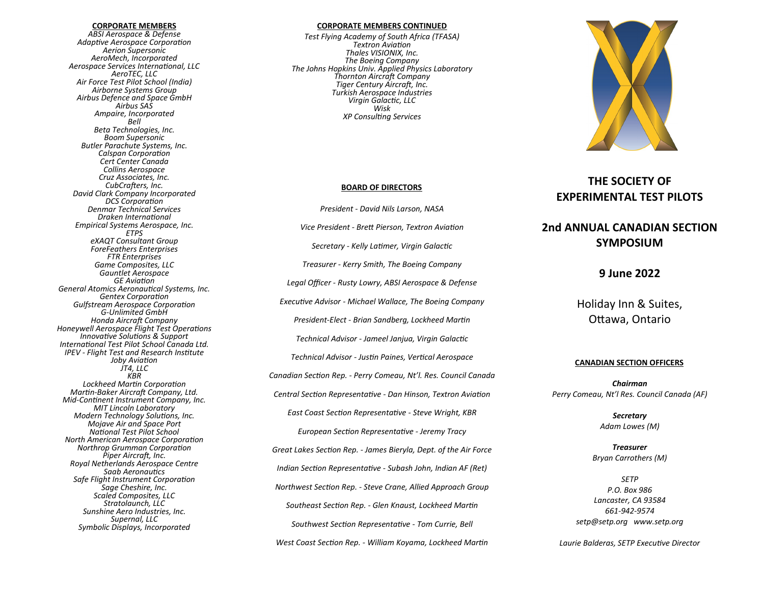**CORPORATE MEMBERS**

*ABSI Aerospace & Defense*
*Adaptive Aerospace Corporation*
*Aerion Supersonic*
*AeroMech, Incorporated*
*Aerospace Services International, LLC*
*AeroTEC, LLC*
*Air Force Test Pilot School (India)*
*Airborne Systems Group*
*Airbus Defence and Space GmbH*
*Airbus SAS*
*Ampaire, Incorporated*
*Bell*
*Beta Technologies, Inc.*
*Boom Supersonic*
*Butler Parachute Systems, Inc.*
*Calspan Corporation*
*Cert Center Canada*
*Collins Aerospace*
*Cruz Associates, Inc.*
*CubCrafters, Inc.*
*David Clark Company Incorporated*
*DCS Corporation*
*Denmar Technical Services*
*Draken International*
*Empirical Systems Aerospace, Inc.*
*ETPS*
*eXAQT Consultant Group*
*ForeFeathers Enterprises*
*FTR Enterprises*
*Game Composites, LLC*
*Gauntlet Aerospace*
*GE Aviation*
*General Atomics Aeronautical Systems, Inc.*
*Gentex Corporation*
*Gulfstream Aerospace Corporation*
*G-Unlimited GmbH*
*Honda Aircraft Company*
*Honeywell Aerospace Flight Test Operations*
*Innovative Solutions & Support*
*International Test Pilot School Canada Ltd.*
*IPEV - Flight Test and Research Institute*
*Joby Aviation*
*JT4, LLC*
*KBR*
*Lockheed Martin Corporation*
*Martin-Baker Aircraft Company, Ltd.*
*Mid-Continent Instrument Company, Inc.*
*MIT Lincoln Laboratory*
*Modern Technology Solutions, Inc.*
*Mojave Air and Space Port*
*National Test Pilot School*
*North American Aerospace Corporation*
*Northrop Grumman Corporation*
*Piper Aircraft, Inc.*
*Royal Netherlands Aerospace Centre*
*Saab Aeronautics*
*Safe Flight Instrument Corporation*
*Sage Cheshire, Inc.*
*Scaled Composites, LLC*
*Stratolaunch, LLC*
*Sunshine Aero Industries, Inc.*
*Supernal, LLC*
*Symbolic Displays, Incorporated*

**CORPORATE MEMBERS CONTINUED**

*Test Flying Academy of South Africa (TFASA)*
*Textron Aviation*
*Thales VISIONIX, Inc.*
*The Boeing Company*
*The Johns Hopkins Univ. Applied Physics Laboratory*
*Thornton Aircraft Company*
*Tiger Century Aircraft, Inc.*
*Turkish Aerospace Industries*
*Virgin Galactic, LLC*
*Wisk*
*XP Consulting Services*

**BOARD OF DIRECTORS**

*President - David Nils Larson, NASA*

*Vice President - Brett Pierson, Textron Aviation*

*Secretary - Kelly Latimer, Virgin Galactic*

*Treasurer - Kerry Smith, The Boeing Company*

*Legal Officer - Rusty Lowry, ABSI Aerospace & Defense*

*Executive Advisor - Michael Wallace, The Boeing Company*

*President-Elect - Brian Sandberg, Lockheed Martin*

*Technical Advisor - Jameel Janjua, Virgin Galactic*

*Technical Advisor - Justin Paines, Vertical Aerospace*

*Canadian Section Rep. - Perry Comeau, Nt'l. Res. Council Canada*

*Central Section Representative - Dan Hinson, Textron Aviation*

*East Coast Section Representative - Steve Wright, KBR*

*European Section Representative - Jeremy Tracy*

*Great Lakes Section Rep. - James Bieryla, Dept. of the Air Force*

*Indian Section Representative - Subash John, Indian AF (Ret)*

*Northwest Section Rep. - Steve Crane, Allied Approach Group*

*Southeast Section Rep. - Glen Knaust, Lockheed Martin*

*Southwest Section Representative - Tom Currie, Bell*

*West Coast Section Rep. - William Koyama, Lockheed Martin*

# THE SOCIETY OF EXPERIMENTAL TEST PILOTS

## 2nd ANNUAL CANADIAN SECTION SYMPOSIUM

### 9 June 2022

Holiday Inn & Suites,
Ottawa, Ontario

**CANADIAN SECTION OFFICERS**

***Chairman***
*Perry Comeau, Nt'l Res. Council Canada (AF)*

***Secretary***
*Adam Lowes (M)*

***Treasurer***
*Bryan Carrothers (M)*

*SETP*
*P.O. Box 986*
*Lancaster, CA 93584*
*661-942-9574*
*setp@setp.org www.setp.org*

*Laurie Balderas, SETP Executive Director*